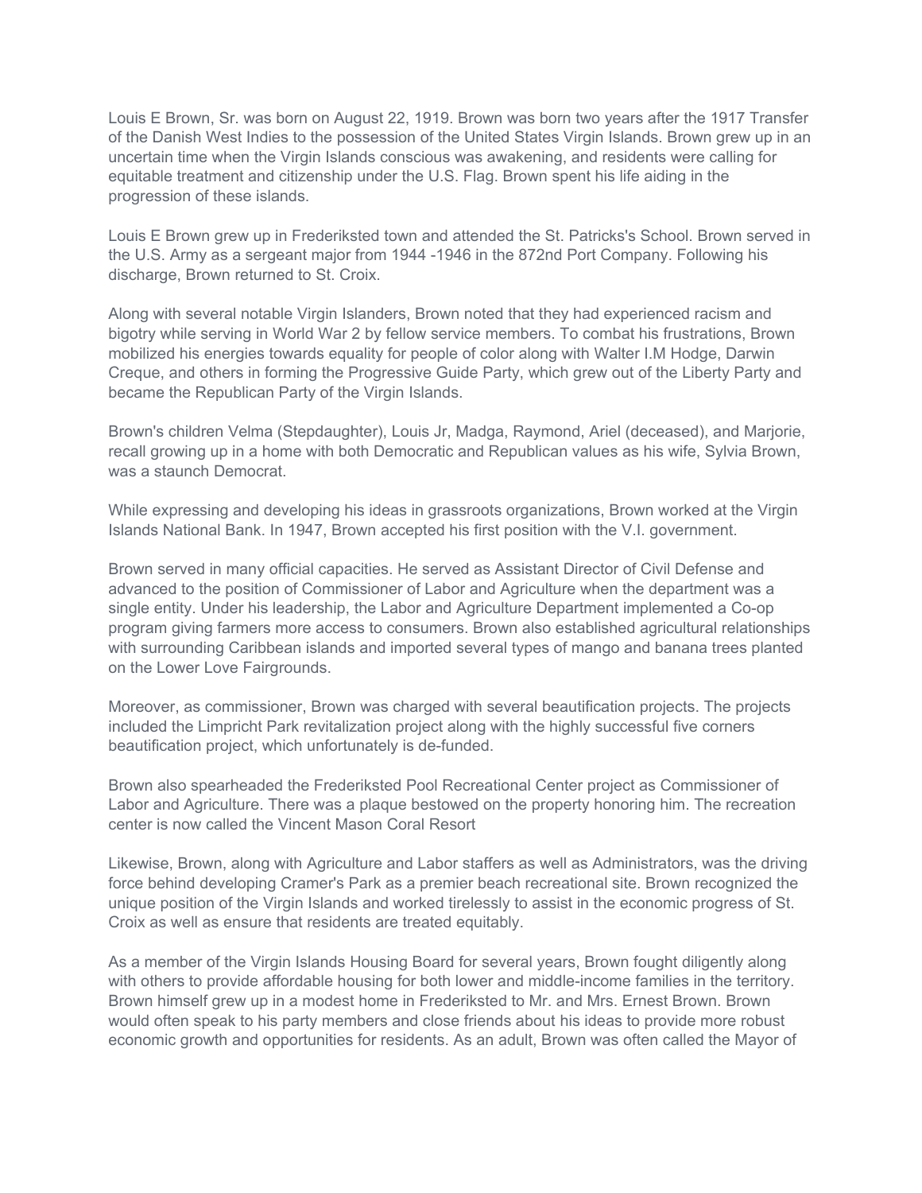Louis E Brown, Sr. was born on August 22, 1919. Brown was born two years after the 1917 Transfer of the Danish West Indies to the possession of the United States Virgin Islands. Brown grew up in an uncertain time when the Virgin Islands conscious was awakening, and residents were calling for equitable treatment and citizenship under the U.S. Flag. Brown spent his life aiding in the progression of these islands.

Louis E Brown grew up in Frederiksted town and attended the St. Patricks's School. Brown served in the U.S. Army as a sergeant major from 1944 -1946 in the 872nd Port Company. Following his discharge, Brown returned to St. Croix.

Along with several notable Virgin Islanders, Brown noted that they had experienced racism and bigotry while serving in World War 2 by fellow service members. To combat his frustrations, Brown mobilized his energies towards equality for people of color along with Walter I.M Hodge, Darwin Creque, and others in forming the Progressive Guide Party, which grew out of the Liberty Party and became the Republican Party of the Virgin Islands.

Brown's children Velma (Stepdaughter), Louis Jr, Madga, Raymond, Ariel (deceased), and Marjorie, recall growing up in a home with both Democratic and Republican values as his wife, Sylvia Brown, was a staunch Democrat.

While expressing and developing his ideas in grassroots organizations, Brown worked at the Virgin Islands National Bank. In 1947, Brown accepted his first position with the V.I. government.

Brown served in many official capacities. He served as Assistant Director of Civil Defense and advanced to the position of Commissioner of Labor and Agriculture when the department was a single entity. Under his leadership, the Labor and Agriculture Department implemented a Co-op program giving farmers more access to consumers. Brown also established agricultural relationships with surrounding Caribbean islands and imported several types of mango and banana trees planted on the Lower Love Fairgrounds.

Moreover, as commissioner, Brown was charged with several beautification projects. The projects included the Limpricht Park revitalization project along with the highly successful five corners beautification project, which unfortunately is de-funded.

Brown also spearheaded the Frederiksted Pool Recreational Center project as Commissioner of Labor and Agriculture. There was a plaque bestowed on the property honoring him. The recreation center is now called the Vincent Mason Coral Resort

Likewise, Brown, along with Agriculture and Labor staffers as well as Administrators, was the driving force behind developing Cramer's Park as a premier beach recreational site. Brown recognized the unique position of the Virgin Islands and worked tirelessly to assist in the economic progress of St. Croix as well as ensure that residents are treated equitably.

As a member of the Virgin Islands Housing Board for several years, Brown fought diligently along with others to provide affordable housing for both lower and middle-income families in the territory. Brown himself grew up in a modest home in Frederiksted to Mr. and Mrs. Ernest Brown. Brown would often speak to his party members and close friends about his ideas to provide more robust economic growth and opportunities for residents. As an adult, Brown was often called the Mayor of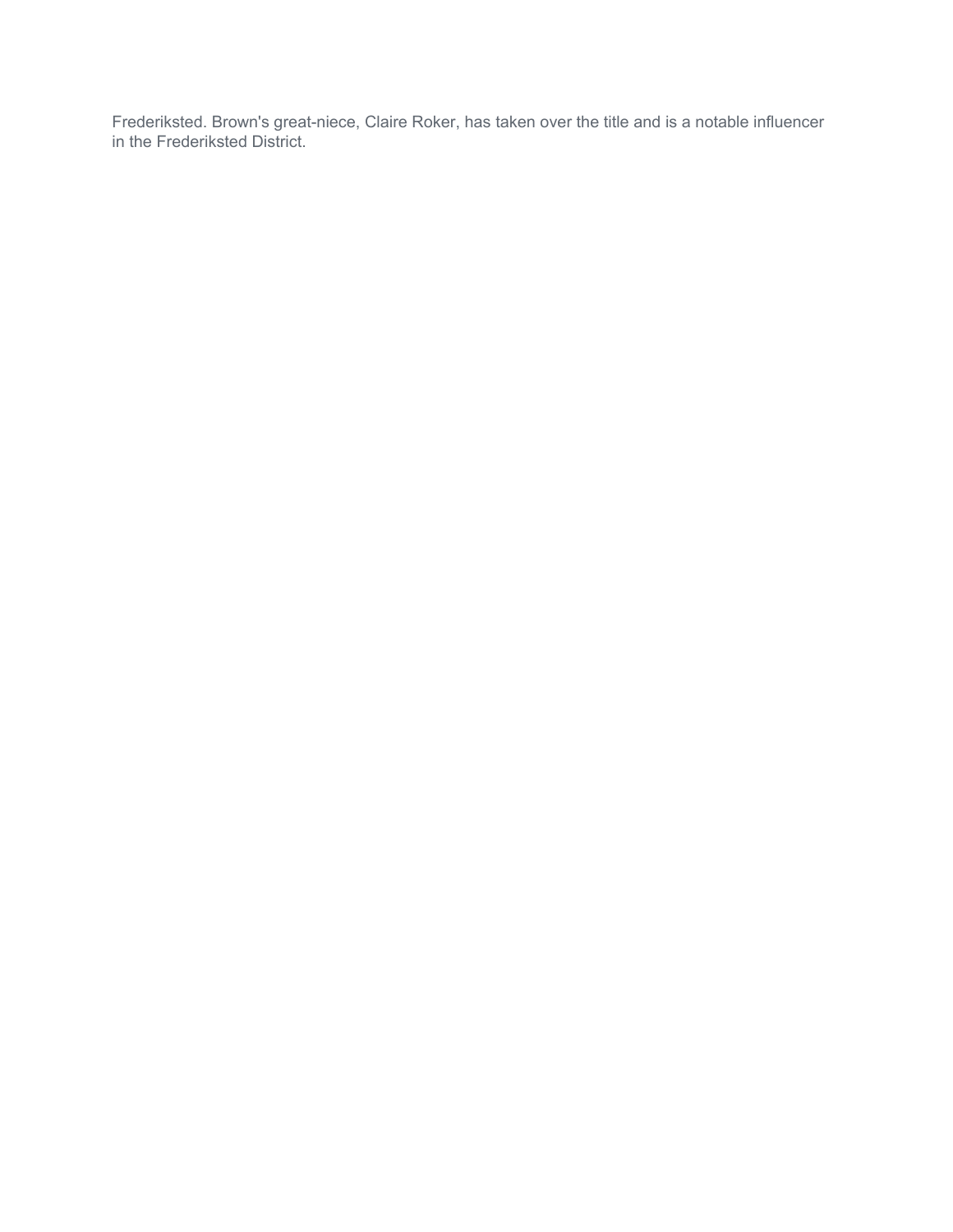Frederiksted. Brown's great-niece, Claire Roker, has taken over the title and is a notable influencer in the Frederiksted District.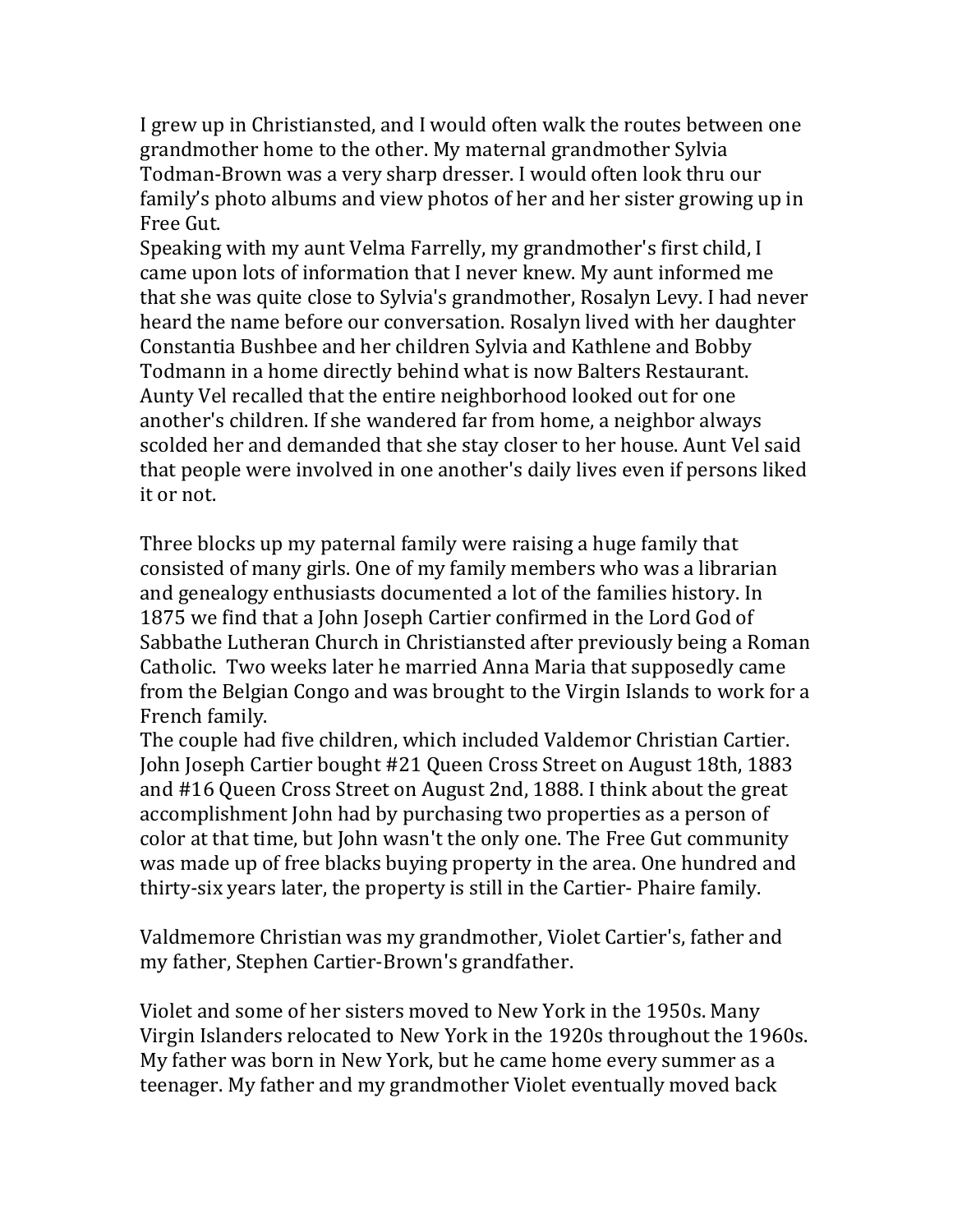I grew up in Christiansted, and I would often walk the routes between one grandmother home to the other. My maternal grandmother Sylvia Todman-Brown was a very sharp dresser. I would often look thru our family's photo albums and view photos of her and her sister growing up in Free Gut.
Speaking with my aunt Velma Farrelly, my grandmother's first child, I came upon lots of information that I never knew. My aunt informed me that she was quite close to Sylvia's grandmother, Rosalyn Levy. I had never heard the name before our conversation. Rosalyn lived with her daughter Constantia Bushbee and her children Sylvia and Kathlene and Bobby Todmann in a home directly behind what is now Balters Restaurant. Aunty Vel recalled that the entire neighborhood looked out for one another's children. If she wandered far from home, a neighbor always scolded her and demanded that she stay closer to her house. Aunt Vel said that people were involved in one another's daily lives even if persons liked it or not.

Three blocks up my paternal family were raising a huge family that consisted of many girls. One of my family members who was a librarian and genealogy enthusiasts documented a lot of the families history. In 1875 we find that a John Joseph Cartier confirmed in the Lord God of Sabbathe Lutheran Church in Christiansted after previously being a Roman Catholic. Two weeks later he married Anna Maria that supposedly came from the Belgian Congo and was brought to the Virgin Islands to work for a French family.
The couple had five children, which included Valdemor Christian Cartier. John Joseph Cartier bought #21 Queen Cross Street on August 18th, 1883 and #16 Queen Cross Street on August 2nd, 1888. I think about the great accomplishment John had by purchasing two properties as a person of color at that time, but John wasn't the only one. The Free Gut community was made up of free blacks buying property in the area. One hundred and thirty-six years later, the property is still in the Cartier- Phaire family.

Valdmemore Christian was my grandmother, Violet Cartier's, father and my father, Stephen Cartier-Brown's grandfather.

Violet and some of her sisters moved to New York in the 1950s. Many Virgin Islanders relocated to New York in the 1920s throughout the 1960s. My father was born in New York, but he came home every summer as a teenager. My father and my grandmother Violet eventually moved back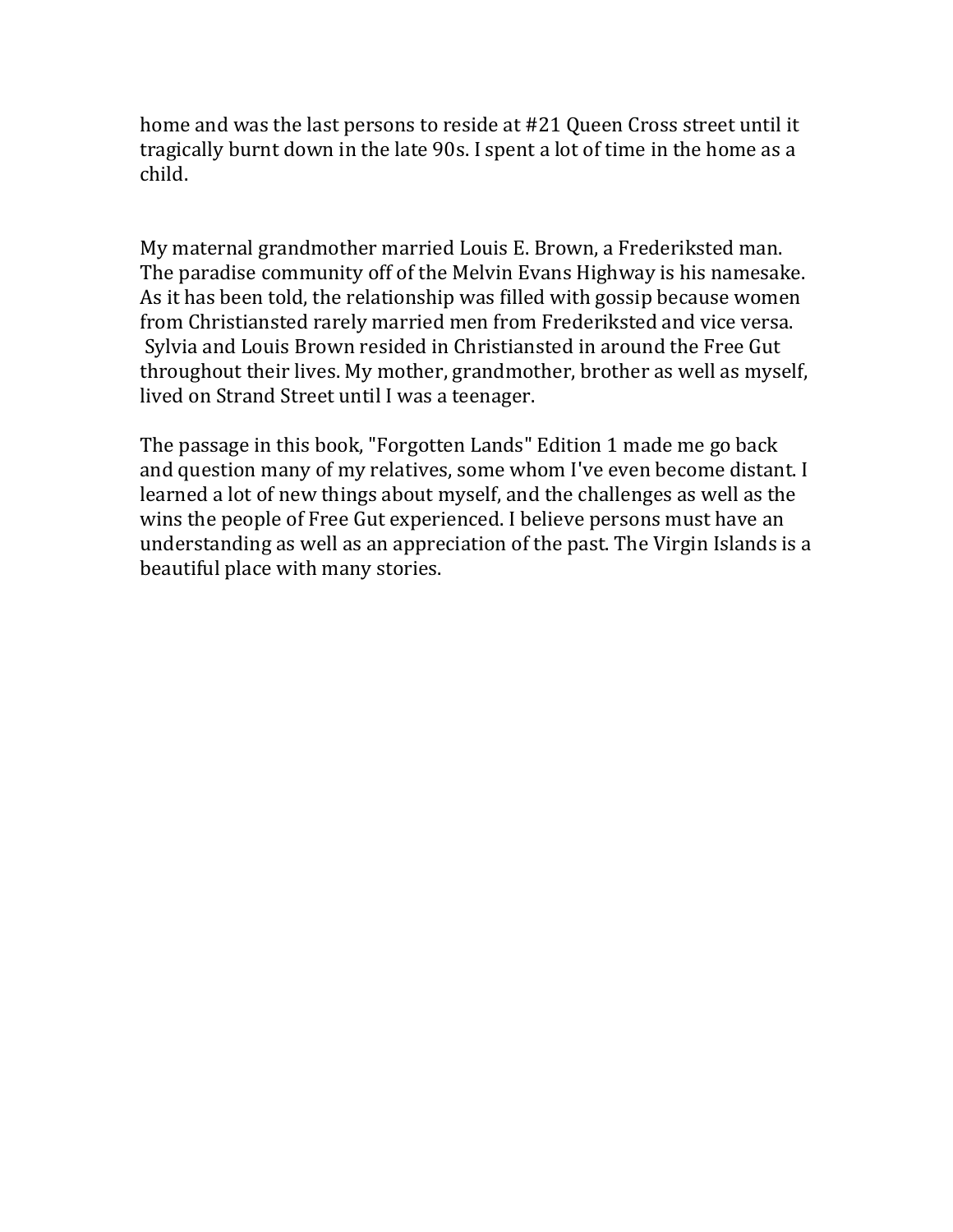home and was the last persons to reside at #21 Queen Cross street until it tragically burnt down in the late 90s. I spent a lot of time in the home as a child.

My maternal grandmother married Louis E. Brown, a Frederiksted man. The paradise community off of the Melvin Evans Highway is his namesake. As it has been told, the relationship was filled with gossip because women from Christiansted rarely married men from Frederiksted and vice versa. Sylvia and Louis Brown resided in Christiansted in around the Free Gut throughout their lives. My mother, grandmother, brother as well as myself, lived on Strand Street until I was a teenager.

The passage in this book, "Forgotten Lands" Edition 1 made me go back and question many of my relatives, some whom I've even become distant. I learned a lot of new things about myself, and the challenges as well as the wins the people of Free Gut experienced. I believe persons must have an understanding as well as an appreciation of the past. The Virgin Islands is a beautiful place with many stories.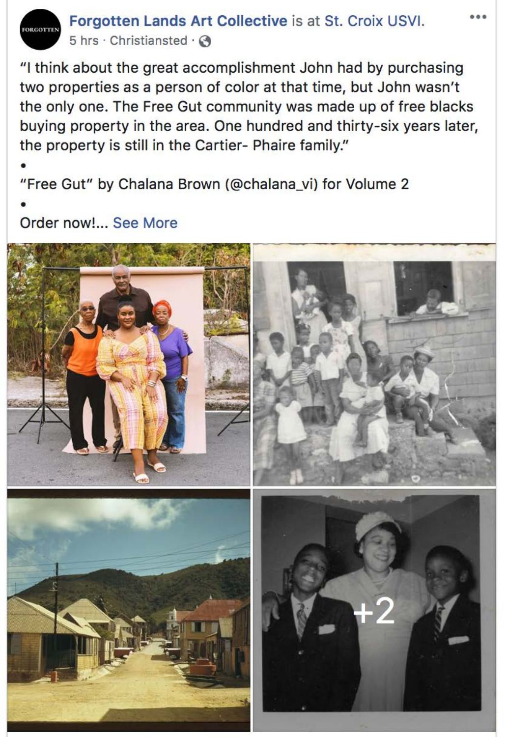**Forgotten Lands Art Collective** is at St. Croix USVI.

5 hrs · Christiansted ·

"I think about the great accomplishment John had by purchasing two properties as a person of color at that time, but John wasn't the only one. The Free Gut community was made up of free blacks buying property in the area. One hundred and thirty-six years later, the property is still in the Cartier- Phaire family."

•

"Free Gut" by Chalana Brown (@chalana_vi) for Volume 2

•

Order now!... See More

+2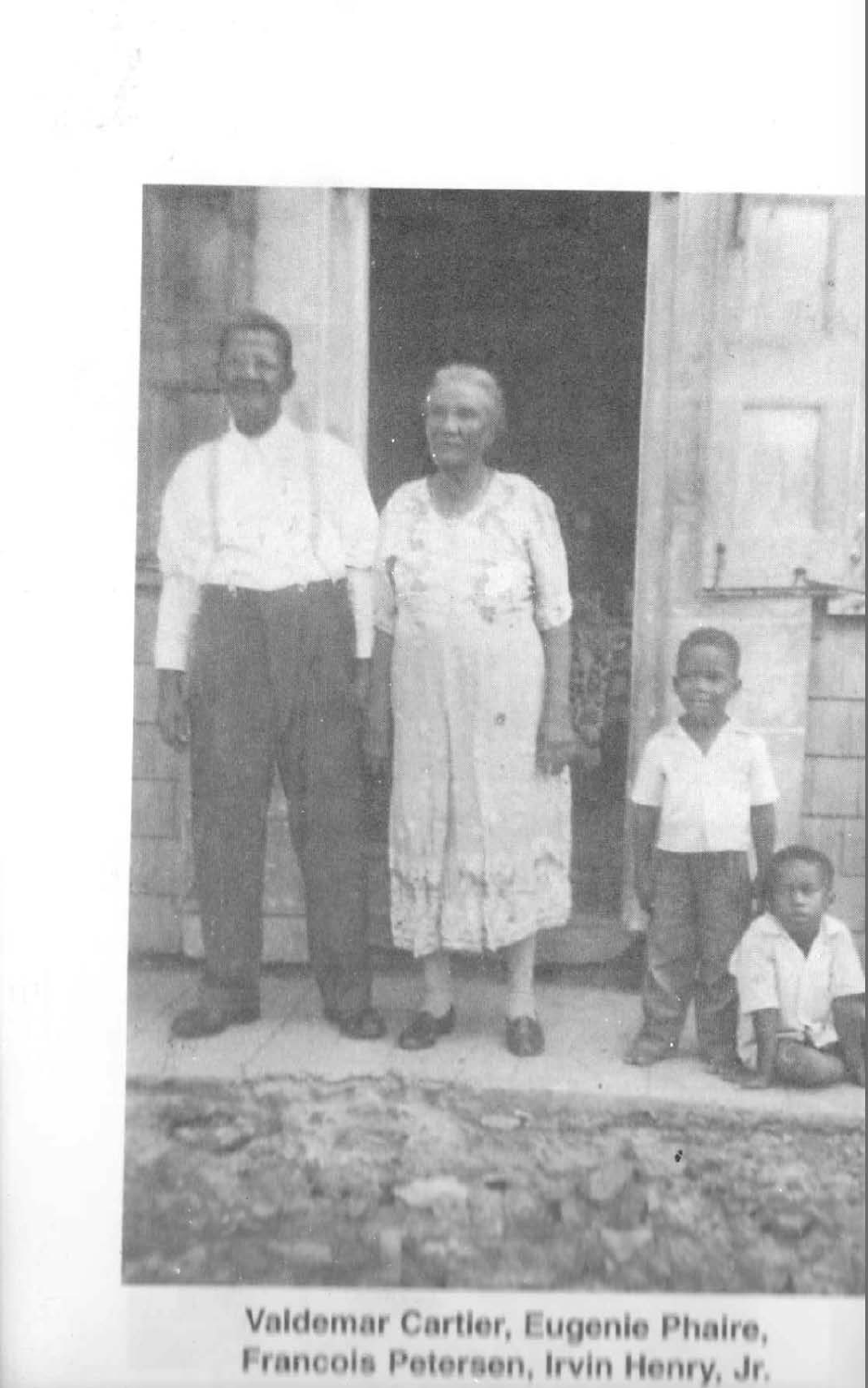Valdemar Cartier, Eugenie Phaire,
Francois Petersen, Irvin Henry, Jr.